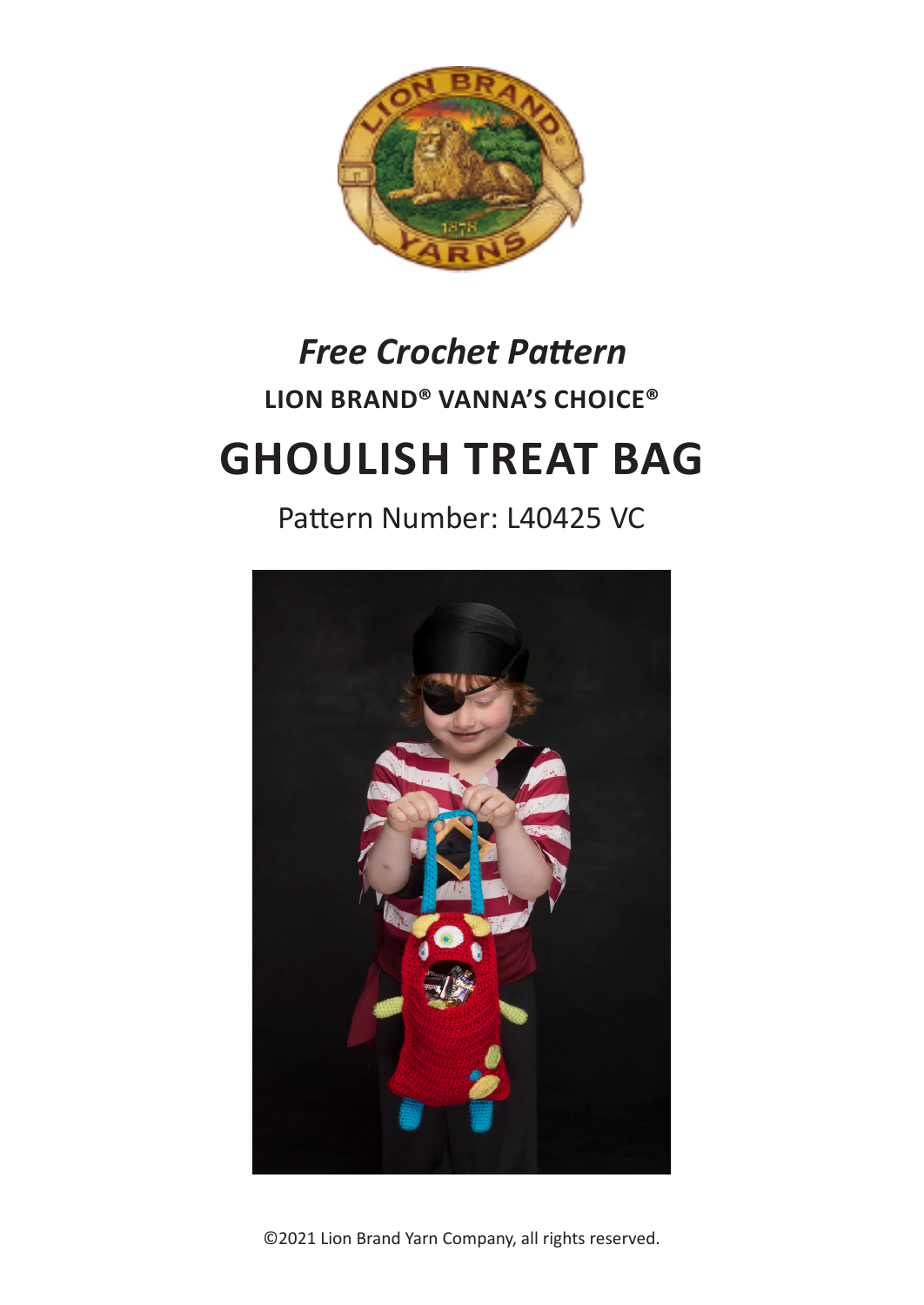*Free Crochet Pattern*

**LION BRAND® VANNA'S CHOICE®**

# GHOULISH TREAT BAG

Pattern Number: L40425 VC

©2021 Lion Brand Yarn Company, all rights reserved.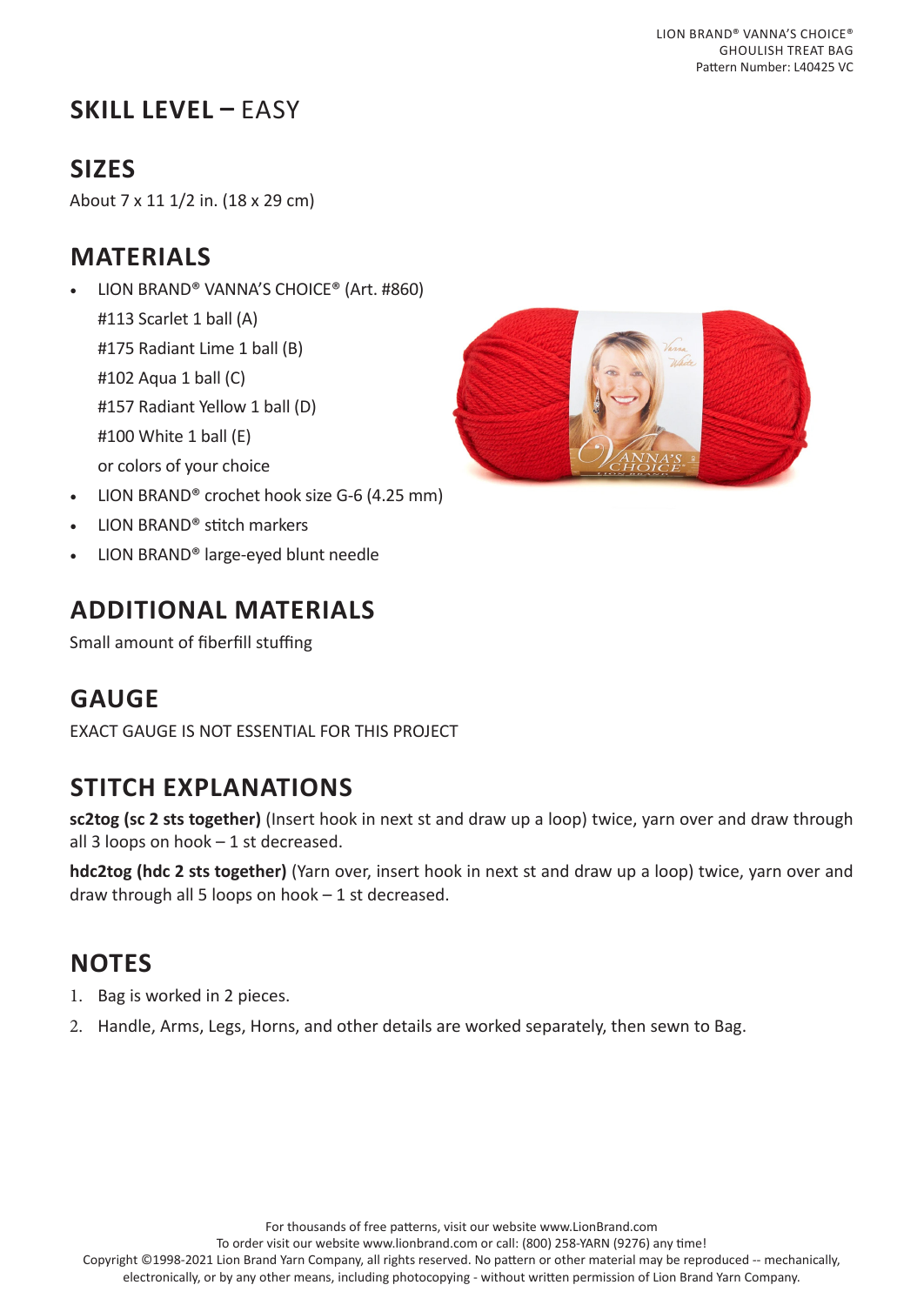## SKILL LEVEL – EASY

## SIZES

About 7 x 11 1/2 in. (18 x 29 cm)

## MATERIALS

- LION BRAND® VANNA'S CHOICE® (Art. #860)
  #113 Scarlet 1 ball (A)
  #175 Radiant Lime 1 ball (B)
  #102 Aqua 1 ball (C)
  #157 Radiant Yellow 1 ball (D)
  #100 White 1 ball (E)
  or colors of your choice
- LION BRAND® crochet hook size G-6 (4.25 mm)
- LION BRAND® stitch markers
- LION BRAND® large-eyed blunt needle

## ADDITIONAL MATERIALS

Small amount of fiberfill stuffing

## GAUGE

EXACT GAUGE IS NOT ESSENTIAL FOR THIS PROJECT

## STITCH EXPLANATIONS

**sc2tog (sc 2 sts together)** (Insert hook in next st and draw up a loop) twice, yarn over and draw through all 3 loops on hook – 1 st decreased.

**hdc2tog (hdc 2 sts together)** (Yarn over, insert hook in next st and draw up a loop) twice, yarn over and draw through all 5 loops on hook – 1 st decreased.

## NOTES

1. Bag is worked in 2 pieces.
2. Handle, Arms, Legs, Horns, and other details are worked separately, then sewn to Bag.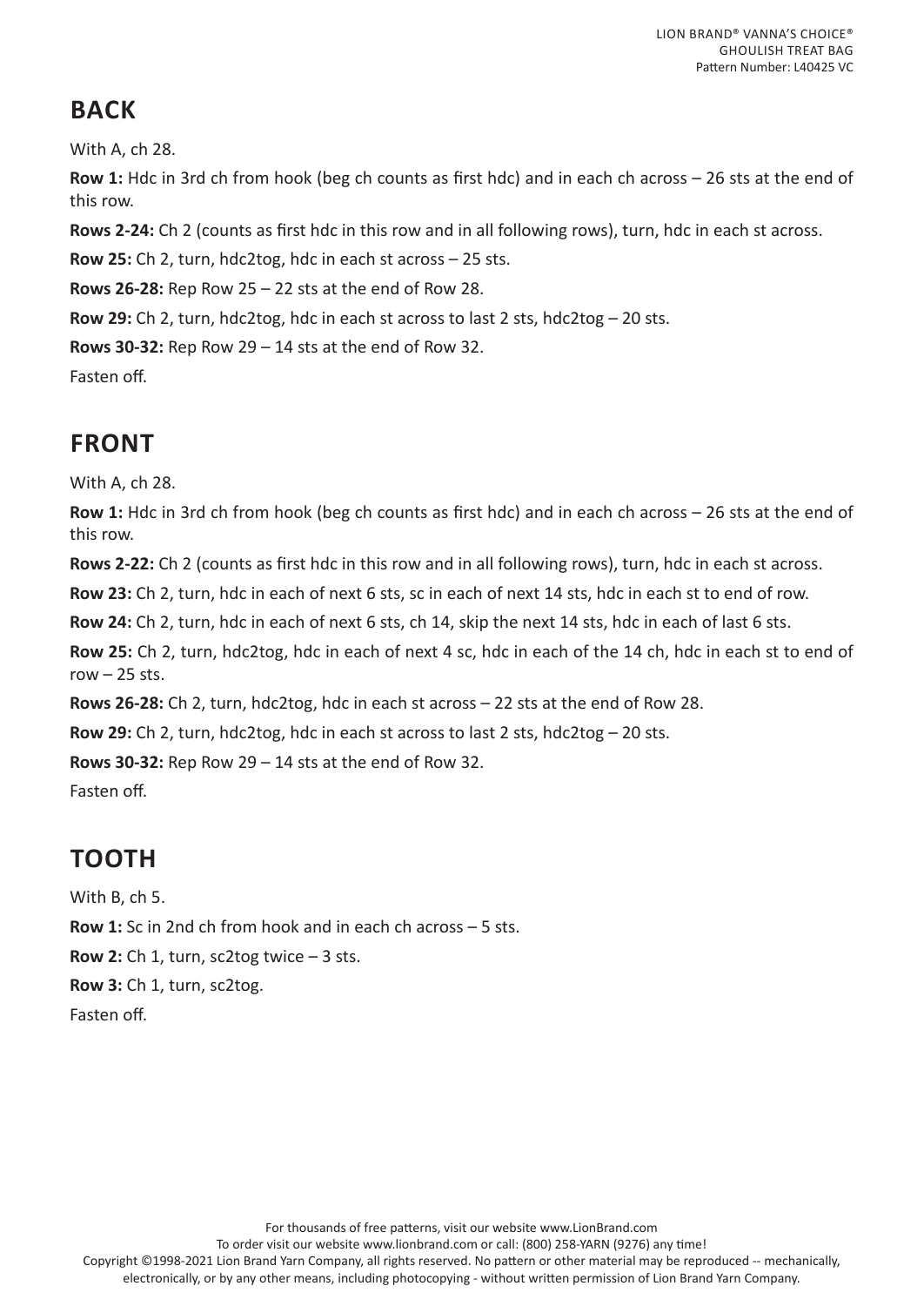## BACK

With A, ch 28.

**Row 1:** Hdc in 3rd ch from hook (beg ch counts as first hdc) and in each ch across – 26 sts at the end of this row.

**Rows 2-24:** Ch 2 (counts as first hdc in this row and in all following rows), turn, hdc in each st across.

**Row 25:** Ch 2, turn, hdc2tog, hdc in each st across – 25 sts.

**Rows 26-28:** Rep Row 25 – 22 sts at the end of Row 28.

**Row 29:** Ch 2, turn, hdc2tog, hdc in each st across to last 2 sts, hdc2tog – 20 sts.

**Rows 30-32:** Rep Row 29 – 14 sts at the end of Row 32.

Fasten off.

## FRONT

With A, ch 28.

**Row 1:** Hdc in 3rd ch from hook (beg ch counts as first hdc) and in each ch across – 26 sts at the end of this row.

**Rows 2-22:** Ch 2 (counts as first hdc in this row and in all following rows), turn, hdc in each st across.

**Row 23:** Ch 2, turn, hdc in each of next 6 sts, sc in each of next 14 sts, hdc in each st to end of row.

**Row 24:** Ch 2, turn, hdc in each of next 6 sts, ch 14, skip the next 14 sts, hdc in each of last 6 sts.

**Row 25:** Ch 2, turn, hdc2tog, hdc in each of next 4 sc, hdc in each of the 14 ch, hdc in each st to end of row – 25 sts.

**Rows 26-28:** Ch 2, turn, hdc2tog, hdc in each st across – 22 sts at the end of Row 28.

**Row 29:** Ch 2, turn, hdc2tog, hdc in each st across to last 2 sts, hdc2tog – 20 sts.

**Rows 30-32:** Rep Row 29 – 14 sts at the end of Row 32.

Fasten off.

## TOOTH

With B, ch 5.

**Row 1:** Sc in 2nd ch from hook and in each ch across – 5 sts.

**Row 2:** Ch 1, turn, sc2tog twice – 3 sts.

**Row 3:** Ch 1, turn, sc2tog.

Fasten off.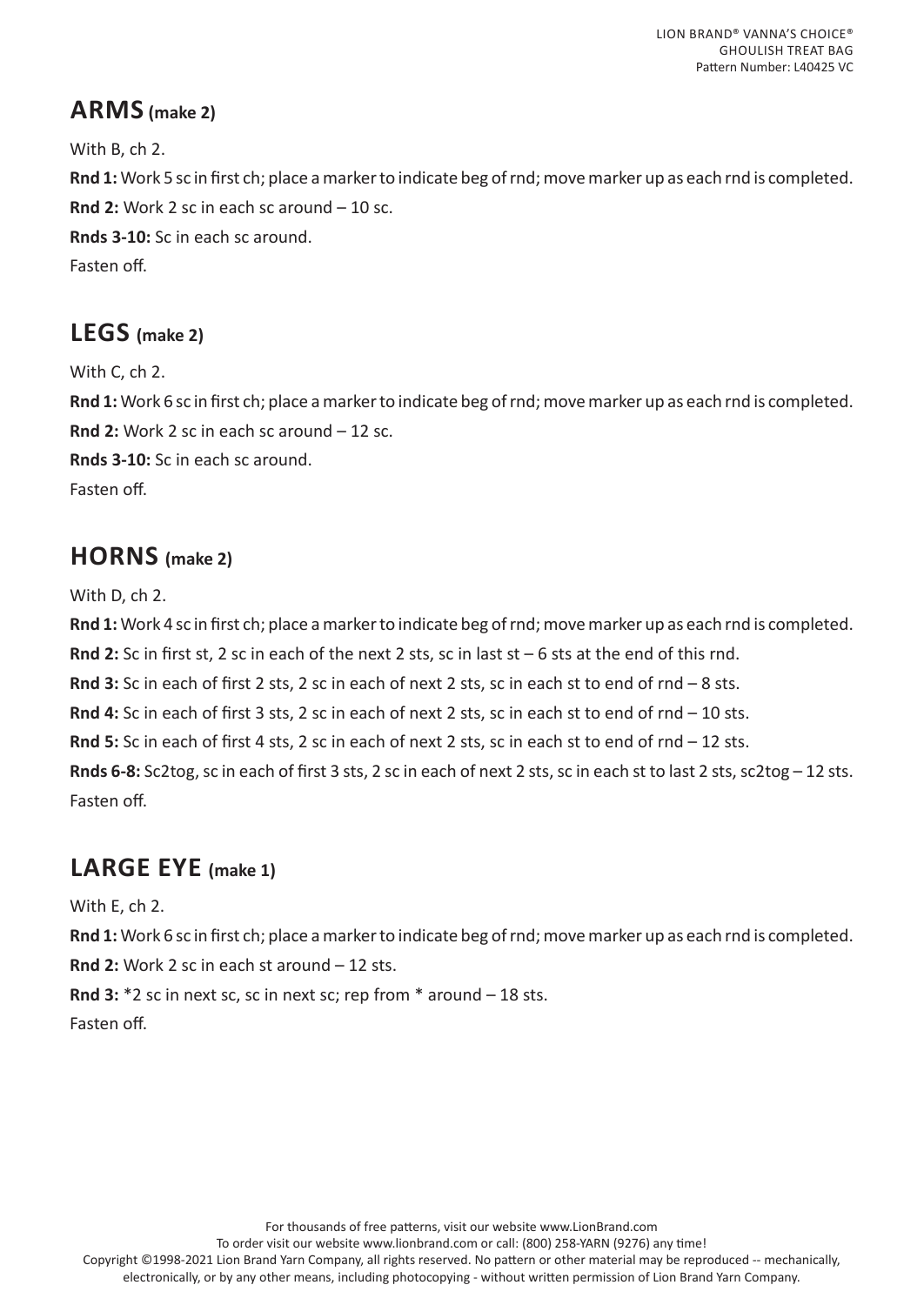## ARMS (make 2)

With B, ch 2.

**Rnd 1:** Work 5 sc in first ch; place a marker to indicate beg of rnd; move marker up as each rnd is completed.

**Rnd 2:** Work 2 sc in each sc around – 10 sc.

**Rnds 3-10:** Sc in each sc around.

Fasten off.

## LEGS (make 2)

With C, ch 2.

**Rnd 1:** Work 6 sc in first ch; place a marker to indicate beg of rnd; move marker up as each rnd is completed.

**Rnd 2:** Work 2 sc in each sc around – 12 sc.

**Rnds 3-10:** Sc in each sc around.

Fasten off.

## HORNS (make 2)

With D, ch 2.

**Rnd 1:** Work 4 sc in first ch; place a marker to indicate beg of rnd; move marker up as each rnd is completed.

**Rnd 2:** Sc in first st, 2 sc in each of the next 2 sts, sc in last st – 6 sts at the end of this rnd.

**Rnd 3:** Sc in each of first 2 sts, 2 sc in each of next 2 sts, sc in each st to end of rnd – 8 sts.

**Rnd 4:** Sc in each of first 3 sts, 2 sc in each of next 2 sts, sc in each st to end of rnd – 10 sts.

**Rnd 5:** Sc in each of first 4 sts, 2 sc in each of next 2 sts, sc in each st to end of rnd – 12 sts.

**Rnds 6-8:** Sc2tog, sc in each of first 3 sts, 2 sc in each of next 2 sts, sc in each st to last 2 sts, sc2tog – 12 sts.

Fasten off.

## LARGE EYE (make 1)

With E, ch 2.

**Rnd 1:** Work 6 sc in first ch; place a marker to indicate beg of rnd; move marker up as each rnd is completed.

**Rnd 2:** Work 2 sc in each st around – 12 sts.

**Rnd 3:** *2 sc in next sc, sc in next sc; rep from * around – 18 sts.

Fasten off.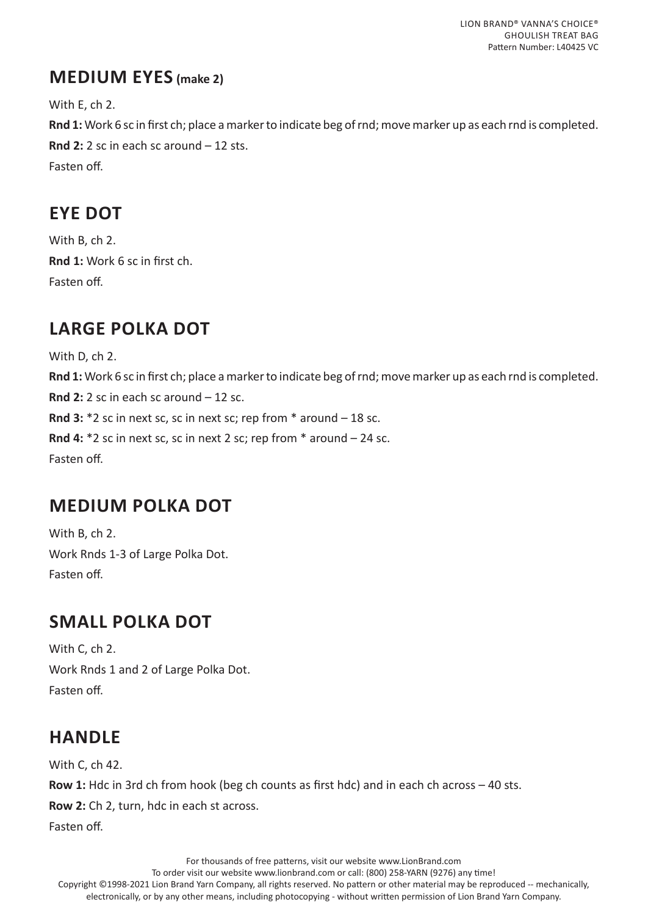## MEDIUM EYES (make 2)

With E, ch 2.

**Rnd 1:** Work 6 sc in first ch; place a marker to indicate beg of rnd; move marker up as each rnd is completed.

**Rnd 2:** 2 sc in each sc around – 12 sts.

Fasten off.

## EYE DOT

With B, ch 2.

**Rnd 1:** Work 6 sc in first ch.

Fasten off.

## LARGE POLKA DOT

With D, ch 2.

**Rnd 1:** Work 6 sc in first ch; place a marker to indicate beg of rnd; move marker up as each rnd is completed.

**Rnd 2:** 2 sc in each sc around – 12 sc.

**Rnd 3:** *2 sc in next sc, sc in next sc; rep from * around – 18 sc.

**Rnd 4:** *2 sc in next sc, sc in next 2 sc; rep from * around – 24 sc.

Fasten off.

## MEDIUM POLKA DOT

With B, ch 2.

Work Rnds 1-3 of Large Polka Dot.

Fasten off.

## SMALL POLKA DOT

With C, ch 2.

Work Rnds 1 and 2 of Large Polka Dot.

Fasten off.

## HANDLE

With C, ch 42.

**Row 1:** Hdc in 3rd ch from hook (beg ch counts as first hdc) and in each ch across – 40 sts.

**Row 2:** Ch 2, turn, hdc in each st across.

Fasten off.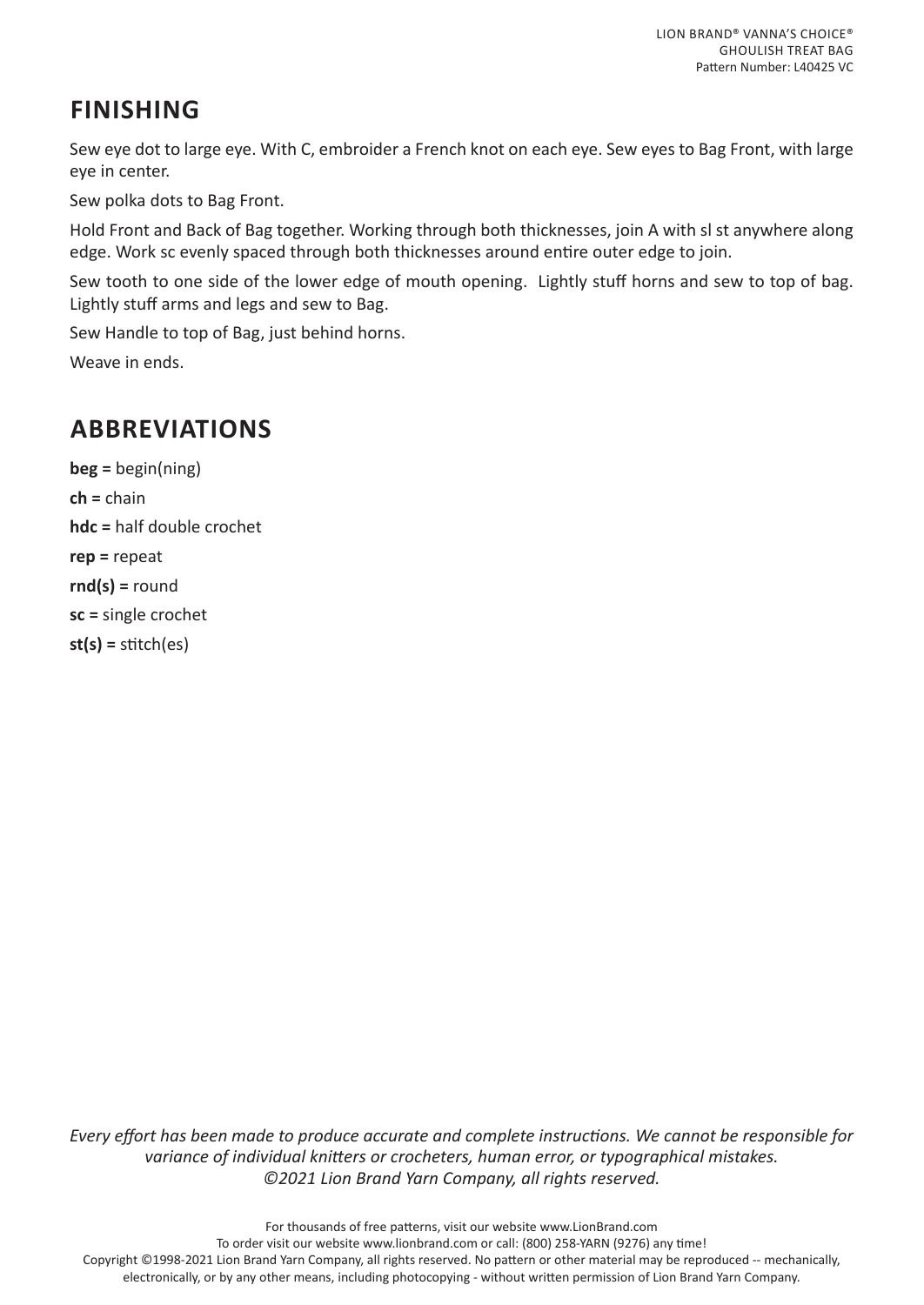## FINISHING

Sew eye dot to large eye. With C, embroider a French knot on each eye. Sew eyes to Bag Front, with large eye in center.

Sew polka dots to Bag Front.

Hold Front and Back of Bag together. Working through both thicknesses, join A with sl st anywhere along edge. Work sc evenly spaced through both thicknesses around entire outer edge to join.

Sew tooth to one side of the lower edge of mouth opening. Lightly stuff horns and sew to top of bag. Lightly stuff arms and legs and sew to Bag.

Sew Handle to top of Bag, just behind horns.

Weave in ends.

## ABBREVIATIONS

**beg =** begin(ning)

**ch =** chain

**hdc =** half double crochet

**rep =** repeat

**rnd(s) =** round

**sc =** single crochet

**st(s) =** stitch(es)

*Every effort has been made to produce accurate and complete instructions. We cannot be responsible for variance of individual knitters or crocheters, human error, or typographical mistakes. ©2021 Lion Brand Yarn Company, all rights reserved.*

For thousands of free patterns, visit our website www.LionBrand.com
To order visit our website www.lionbrand.com or call: (800) 258-YARN (9276) any time!
Copyright ©1998-2021 Lion Brand Yarn Company, all rights reserved. No pattern or other material may be reproduced -- mechanically, electronically, or by any other means, including photocopying - without written permission of Lion Brand Yarn Company.